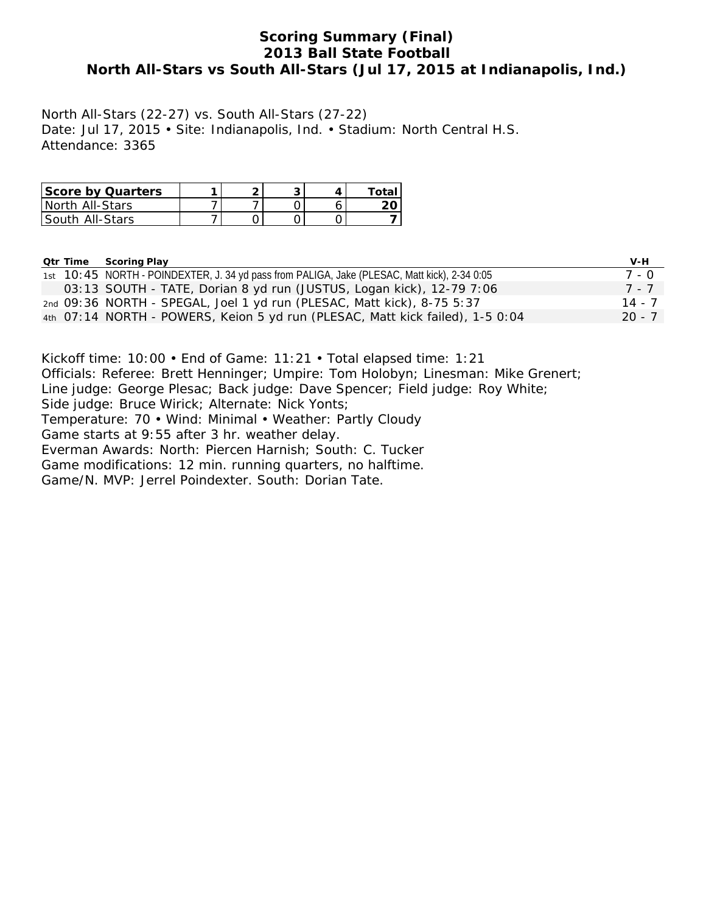# Scoring Summary (Final)
## 2013 Ball State Football
## North All-Stars vs South All-Stars (Jul 17, 2015 at Indianapolis, Ind.)

North All-Stars (22-27) vs. South All-Stars (27-22)
Date: Jul 17, 2015 • Site: Indianapolis, Ind. • Stadium: North Central H.S.
Attendance: 3365

| Score by Quarters | 1 | 2 | 3 | 4 | Total |
|---|---|---|---|---|---|
| North All-Stars | 7 | 7 | 0 | 6 | **20** |
| South All-Stars | 7 | 0 | 0 | 0 | **7** |

| Qtr | Time | Scoring Play | V-H |
|---|---|---|---|
| 1st | 10:45 | NORTH - POINDEXTER, J. 34 yd pass from PALIGA, Jake (PLESAC, Matt kick), 2-34 0:05 | 7 - 0 |
| | 03:13 | SOUTH - TATE, Dorian 8 yd run (JUSTUS, Logan kick), 12-79 7:06 | 7 - 7 |
| 2nd | 09:36 | NORTH - SPEGAL, Joel 1 yd run (PLESAC, Matt kick), 8-75 5:37 | 14 - 7 |
| 4th | 07:14 | NORTH - POWERS, Keion 5 yd run (PLESAC, Matt kick failed), 1-5 0:04 | 20 - 7 |

Kickoff time: 10:00 • End of Game: 11:21 • Total elapsed time: 1:21
Officials: Referee: Brett Henninger; Umpire: Tom Holobyn; Linesman: Mike Grenert;
Line judge: George Plesac; Back judge: Dave Spencer; Field judge: Roy White;
Side judge: Bruce Wirick; Alternate: Nick Yonts;
Temperature: 70 • Wind: Minimal • Weather: Partly Cloudy
Game starts at 9:55 after 3 hr. weather delay.
Everman Awards: North: Piercen Harnish; South: C. Tucker
Game modifications: 12 min. running quarters, no halftime.
Game/N. MVP: Jerrel Poindexter. South: Dorian Tate.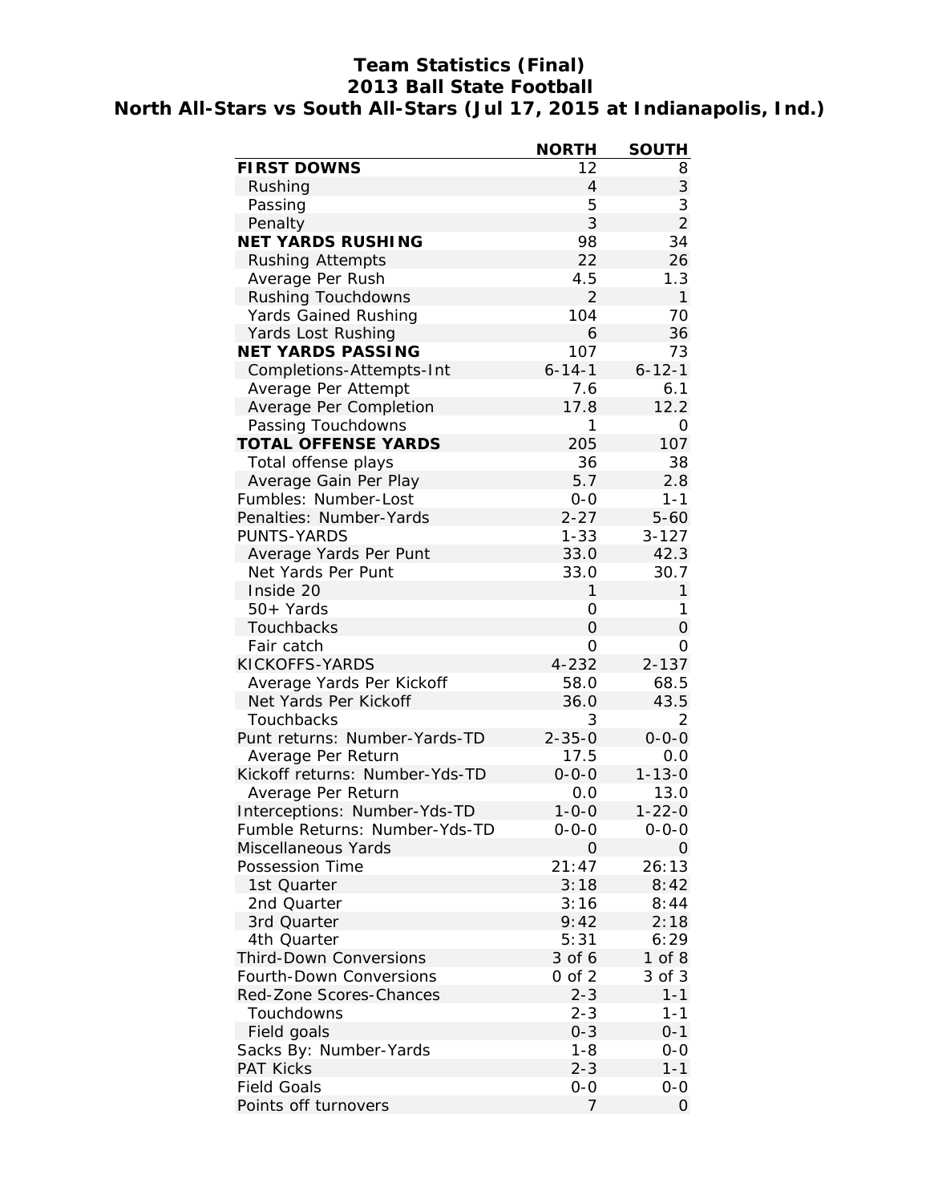# Team Statistics (Final)
## 2013 Ball State Football
## North All-Stars vs South All-Stars (Jul 17, 2015 at Indianapolis, Ind.)

| | NORTH | SOUTH |
|---|---|---|
| **FIRST DOWNS** | 12 | 8 |
| Rushing | 4 | 3 |
| Passing | 5 | 3 |
| Penalty | 3 | 2 |
| **NET YARDS RUSHING** | 98 | 34 |
| Rushing Attempts | 22 | 26 |
| Average Per Rush | 4.5 | 1.3 |
| Rushing Touchdowns | 2 | 1 |
| Yards Gained Rushing | 104 | 70 |
| Yards Lost Rushing | 6 | 36 |
| **NET YARDS PASSING** | 107 | 73 |
| Completions-Attempts-Int | 6-14-1 | 6-12-1 |
| Average Per Attempt | 7.6 | 6.1 |
| Average Per Completion | 17.8 | 12.2 |
| Passing Touchdowns | 1 | 0 |
| **TOTAL OFFENSE YARDS** | 205 | 107 |
| Total offense plays | 36 | 38 |
| Average Gain Per Play | 5.7 | 2.8 |
| Fumbles: Number-Lost | 0-0 | 1-1 |
| Penalties: Number-Yards | 2-27 | 5-60 |
| PUNTS-YARDS | 1-33 | 3-127 |
| Average Yards Per Punt | 33.0 | 42.3 |
| Net Yards Per Punt | 33.0 | 30.7 |
| Inside 20 | 1 | 1 |
| 50+ Yards | 0 | 1 |
| Touchbacks | 0 | 0 |
| Fair catch | 0 | 0 |
| KICKOFFS-YARDS | 4-232 | 2-137 |
| Average Yards Per Kickoff | 58.0 | 68.5 |
| Net Yards Per Kickoff | 36.0 | 43.5 |
| Touchbacks | 3 | 2 |
| Punt returns: Number-Yards-TD | 2-35-0 | 0-0-0 |
| Average Per Return | 17.5 | 0.0 |
| Kickoff returns: Number-Yds-TD | 0-0-0 | 1-13-0 |
| Average Per Return | 0.0 | 13.0 |
| Interceptions: Number-Yds-TD | 1-0-0 | 1-22-0 |
| Fumble Returns: Number-Yds-TD | 0-0-0 | 0-0-0 |
| Miscellaneous Yards | 0 | 0 |
| Possession Time | 21:47 | 26:13 |
| 1st Quarter | 3:18 | 8:42 |
| 2nd Quarter | 3:16 | 8:44 |
| 3rd Quarter | 9:42 | 2:18 |
| 4th Quarter | 5:31 | 6:29 |
| Third-Down Conversions | 3 of 6 | 1 of 8 |
| Fourth-Down Conversions | 0 of 2 | 3 of 3 |
| Red-Zone Scores-Chances | 2-3 | 1-1 |
| Touchdowns | 2-3 | 1-1 |
| Field goals | 0-3 | 0-1 |
| Sacks By: Number-Yards | 1-8 | 0-0 |
| PAT Kicks | 2-3 | 1-1 |
| Field Goals | 0-0 | 0-0 |
| Points off turnovers | 7 | 0 |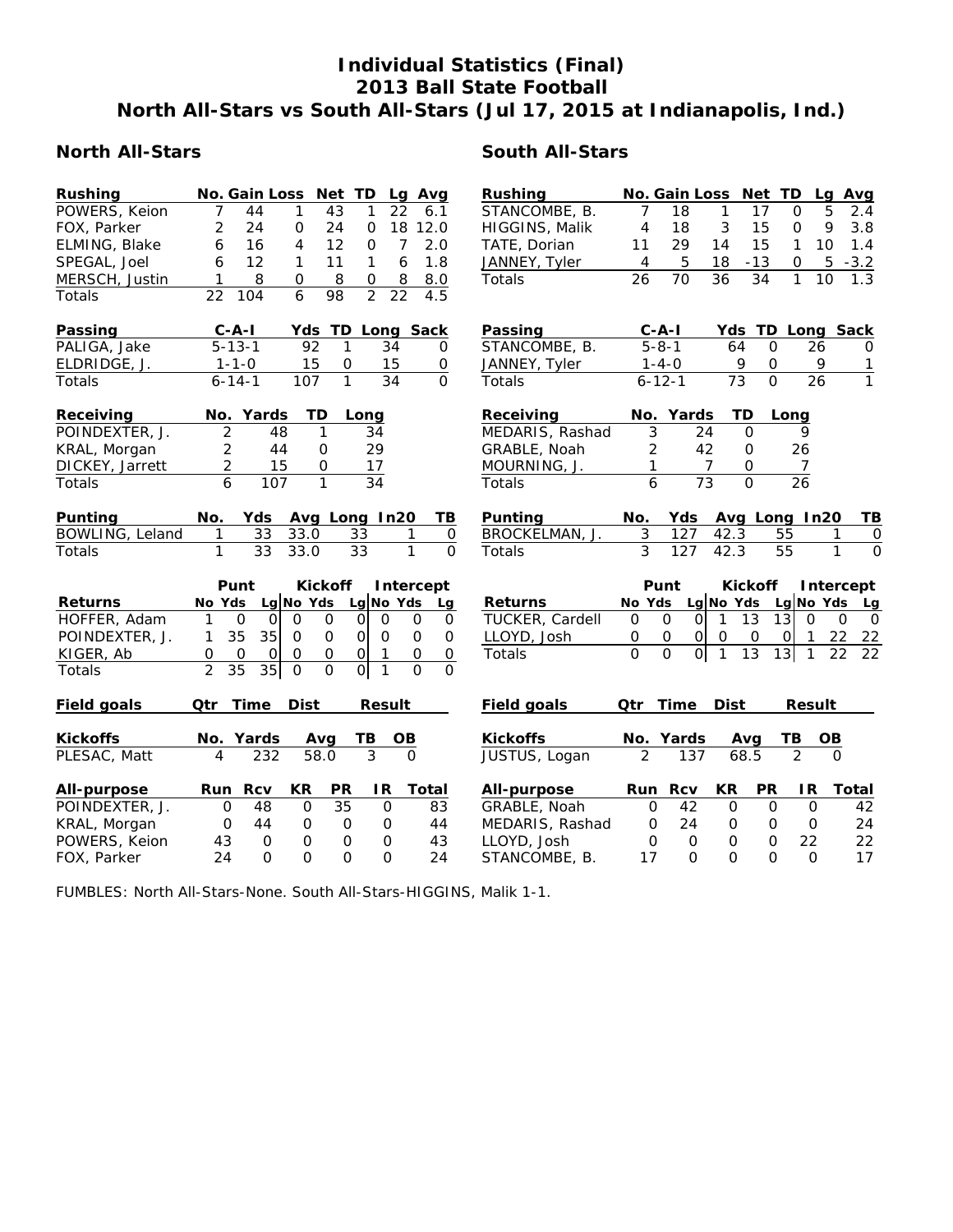# Individual Statistics (Final)
## 2013 Ball State Football
## North All-Stars vs South All-Stars (Jul 17, 2015 at Indianapolis, Ind.)

### North All-Stars

| Rushing | No. | Gain | Loss | Net | TD | Lg | Avg |
|---|---|---|---|---|---|---|---|
| POWERS, Keion | 7 | 44 | 1 | 43 | 1 | 22 | 6.1 |
| FOX, Parker | 2 | 24 | 0 | 24 | 0 | 18 | 12.0 |
| ELMING, Blake | 6 | 16 | 4 | 12 | 0 | 7 | 2.0 |
| SPEGAL, Joel | 6 | 12 | 1 | 11 | 1 | 6 | 1.8 |
| MERSCH, Justin | 1 | 8 | 0 | 8 | 0 | 8 | 8.0 |
| Totals | 22 | 104 | 6 | 98 | 2 | 22 | 4.5 |

| Passing | C-A-I | Yds | TD | Long | Sack |
|---|---|---|---|---|---|
| PALIGA, Jake | 5-13-1 | 92 | 1 | 34 | 0 |
| ELDRIDGE, J. | 1-1-0 | 15 | 0 | 15 | 0 |
| Totals | 6-14-1 | 107 | 1 | 34 | 0 |

| Receiving | No. | Yards | TD | Long |
|---|---|---|---|---|
| POINDEXTER, J. | 2 | 48 | 1 | 34 |
| KRAL, Morgan | 2 | 44 | 0 | 29 |
| DICKEY, Jarrett | 2 | 15 | 0 | 17 |
| Totals | 6 | 107 | 1 | 34 |

| Punting | No. | Yds | Avg | Long | In20 | TB |
|---|---|---|---|---|---|---|
| BOWLING, Leland | 1 | 33 | 33.0 | 33 | 1 | 0 |
| Totals | 1 | 33 | 33.0 | 33 | 1 | 0 |

| | Punt | | | Kickoff | | | Intercept | | |
|---|---|---|---|---|---|---|---|---|---|
| Returns | No | Yds | Lg | No | Yds | Lg | No | Yds | Lg |
| HOFFER, Adam | 1 | 0 | 0 | 0 | 0 | 0 | 0 | 0 | 0 |
| POINDEXTER, J. | 1 | 35 | 35 | 0 | 0 | 0 | 0 | 0 | 0 |
| KIGER, Ab | 0 | 0 | 0 | 0 | 0 | 0 | 1 | 0 | 0 |
| Totals | 2 | 35 | 35 | 0 | 0 | 0 | 1 | 0 | 0 |

| Field goals | Qtr | Time | Dist | Result |
|---|---|---|---|---|

| Kickoffs | No. | Yards | Avg | TB | OB |
|---|---|---|---|---|---|
| PLESAC, Matt | 4 | 232 | 58.0 | 3 | 0 |

| All-purpose | Run | Rcv | KR | PR | IR | Total |
|---|---|---|---|---|---|---|
| POINDEXTER, J. | 0 | 48 | 0 | 35 | 0 | 83 |
| KRAL, Morgan | 0 | 44 | 0 | 0 | 0 | 44 |
| POWERS, Keion | 43 | 0 | 0 | 0 | 0 | 43 |
| FOX, Parker | 24 | 0 | 0 | 0 | 0 | 24 |

### South All-Stars

| Rushing | No. | Gain | Loss | Net | TD | Lg | Avg |
|---|---|---|---|---|---|---|---|
| STANCOMBE, B. | 7 | 18 | 1 | 17 | 0 | 5 | 2.4 |
| HIGGINS, Malik | 4 | 18 | 3 | 15 | 0 | 9 | 3.8 |
| TATE, Dorian | 11 | 29 | 14 | 15 | 1 | 10 | 1.4 |
| JANNEY, Tyler | 4 | 5 | 18 | -13 | 0 | 5 | -3.2 |
| Totals | 26 | 70 | 36 | 34 | 1 | 10 | 1.3 |

| Passing | C-A-I | Yds | TD | Long | Sack |
|---|---|---|---|---|---|
| STANCOMBE, B. | 5-8-1 | 64 | 0 | 26 | 0 |
| JANNEY, Tyler | 1-4-0 | 9 | 0 | 9 | 1 |
| Totals | 6-12-1 | 73 | 0 | 26 | 1 |

| Receiving | No. | Yards | TD | Long |
|---|---|---|---|---|
| MEDARIS, Rashad | 3 | 24 | 0 | 9 |
| GRABLE, Noah | 2 | 42 | 0 | 26 |
| MOURNING, J. | 1 | 7 | 0 | 7 |
| Totals | 6 | 73 | 0 | 26 |

| Punting | No. | Yds | Avg | Long | In20 | TB |
|---|---|---|---|---|---|---|
| BROCKELMAN, J. | 3 | 127 | 42.3 | 55 | 1 | 0 |
| Totals | 3 | 127 | 42.3 | 55 | 1 | 0 |

| | Punt | | | Kickoff | | | Intercept | | |
|---|---|---|---|---|---|---|---|---|---|
| Returns | No | Yds | Lg | No | Yds | Lg | No | Yds | Lg |
| TUCKER, Cardell | 0 | 0 | 0 | 1 | 13 | 13 | 0 | 0 | 0 |
| LLOYD, Josh | 0 | 0 | 0 | 0 | 0 | 0 | 1 | 22 | 22 |
| Totals | 0 | 0 | 0 | 1 | 13 | 13 | 1 | 22 | 22 |

| Field goals | Qtr | Time | Dist | Result |
|---|---|---|---|---|

| Kickoffs | No. | Yards | Avg | TB | OB |
|---|---|---|---|---|---|
| JUSTUS, Logan | 2 | 137 | 68.5 | 2 | 0 |

| All-purpose | Run | Rcv | KR | PR | IR | Total |
|---|---|---|---|---|---|---|
| GRABLE, Noah | 0 | 42 | 0 | 0 | 0 | 42 |
| MEDARIS, Rashad | 0 | 24 | 0 | 0 | 0 | 24 |
| LLOYD, Josh | 0 | 0 | 0 | 0 | 22 | 22 |
| STANCOMBE, B. | 17 | 0 | 0 | 0 | 0 | 17 |

FUMBLES: North All-Stars-None. South All-Stars-HIGGINS, Malik 1-1.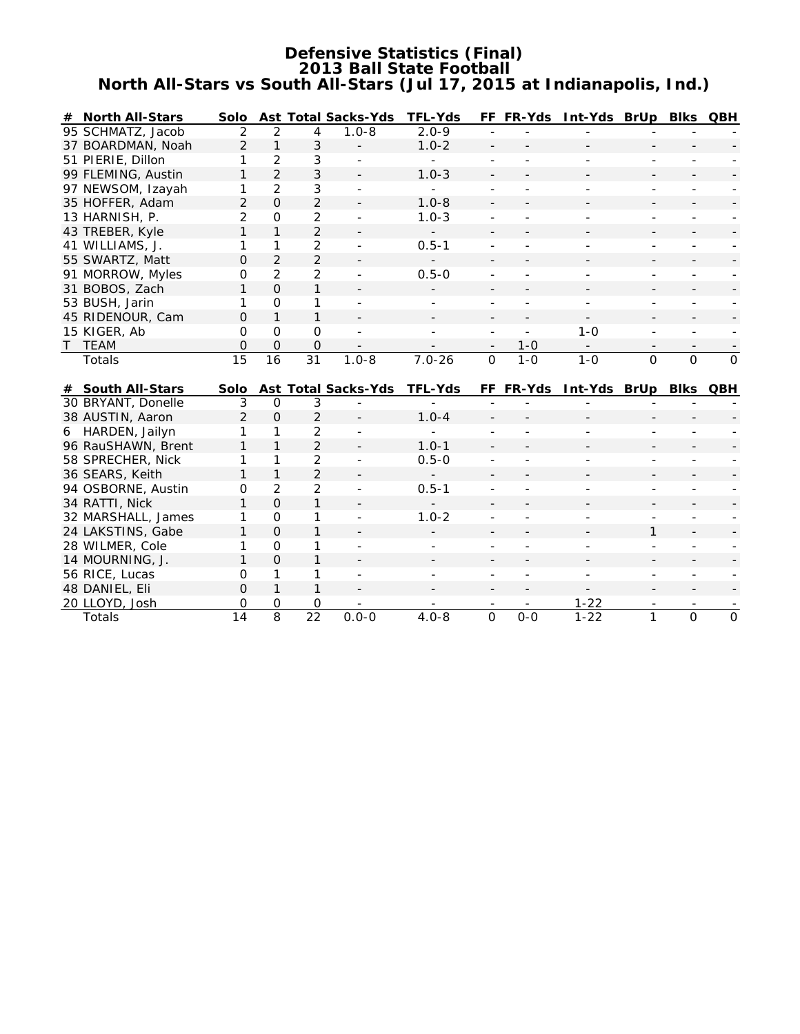# Defensive Statistics (Final)
## 2013 Ball State Football
### North All-Stars vs South All-Stars (Jul 17, 2015 at Indianapolis, Ind.)

| # | North All-Stars | Solo | Ast | Total | Sacks-Yds | TFL-Yds | FF | FR-Yds | Int-Yds | BrUp | Blks | QBH |
|---|---|---|---|---|---|---|---|---|---|---|---|---|
| 95 | SCHMATZ, Jacob | 2 | 2 | 4 | 1.0-8 | 2.0-9 | - | - | - | - | - | - |
| 37 | BOARDMAN, Noah | 2 | 1 | 3 | - | 1.0-2 | - | - | - | - | - | - |
| 51 | PIERIE, Dillon | 1 | 2 | 3 | - | - | - | - | - | - | - | - |
| 99 | FLEMING, Austin | 1 | 2 | 3 | - | 1.0-3 | - | - | - | - | - | - |
| 97 | NEWSOM, Izayah | 1 | 2 | 3 | - | - | - | - | - | - | - | - |
| 35 | HOFFER, Adam | 2 | 0 | 2 | - | 1.0-8 | - | - | - | - | - | - |
| 13 | HARNISH, P. | 2 | 0 | 2 | - | 1.0-3 | - | - | - | - | - | - |
| 43 | TREBER, Kyle | 1 | 1 | 2 | - | - | - | - | - | - | - | - |
| 41 | WILLIAMS, J. | 1 | 1 | 2 | - | 0.5-1 | - | - | - | - | - | - |
| 55 | SWARTZ, Matt | 0 | 2 | 2 | - | - | - | - | - | - | - | - |
| 91 | MORROW, Myles | 0 | 2 | 2 | - | 0.5-0 | - | - | - | - | - | - |
| 31 | BOBOS, Zach | 1 | 0 | 1 | - | - | - | - | - | - | - | - |
| 53 | BUSH, Jarin | 1 | 0 | 1 | - | - | - | - | - | - | - | - |
| 45 | RIDENOUR, Cam | 0 | 1 | 1 | - | - | - | - | - | - | - | - |
| 15 | KIGER, Ab | 0 | 0 | 0 | - | - | - | - | 1-0 | - | - | - |
| T | TEAM | 0 | 0 | 0 | - | - | - | 1-0 | - | - | - | - |
| | Totals | 15 | 16 | 31 | 1.0-8 | 7.0-26 | 0 | 1-0 | 1-0 | 0 | 0 | 0 |

| # | South All-Stars | Solo | Ast | Total | Sacks-Yds | TFL-Yds | FF | FR-Yds | Int-Yds | BrUp | Blks | QBH |
|---|---|---|---|---|---|---|---|---|---|---|---|---|
| 30 | BRYANT, Donelle | 3 | 0 | 3 | - | - | - | - | - | - | - | - |
| 38 | AUSTIN, Aaron | 2 | 0 | 2 | - | 1.0-4 | - | - | - | - | - | - |
| 6 | HARDEN, Jailyn | 1 | 1 | 2 | - | - | - | - | - | - | - | - |
| 96 | RauSHAWN, Brent | 1 | 1 | 2 | - | 1.0-1 | - | - | - | - | - | - |
| 58 | SPRECHER, Nick | 1 | 1 | 2 | - | 0.5-0 | - | - | - | - | - | - |
| 36 | SEARS, Keith | 1 | 1 | 2 | - | - | - | - | - | - | - | - |
| 94 | OSBORNE, Austin | 0 | 2 | 2 | - | 0.5-1 | - | - | - | - | - | - |
| 34 | RATTI, Nick | 1 | 0 | 1 | - | - | - | - | - | - | - | - |
| 32 | MARSHALL, James | 1 | 0 | 1 | - | 1.0-2 | - | - | - | - | - | - |
| 24 | LAKSTINS, Gabe | 1 | 0 | 1 | - | - | - | - | - | 1 | - | - |
| 28 | WILMER, Cole | 1 | 0 | 1 | - | - | - | - | - | - | - | - |
| 14 | MOURNING, J. | 1 | 0 | 1 | - | - | - | - | - | - | - | - |
| 56 | RICE, Lucas | 0 | 1 | 1 | - | - | - | - | - | - | - | - |
| 48 | DANIEL, Eli | 0 | 1 | 1 | - | - | - | - | - | - | - | - |
| 20 | LLOYD, Josh | 0 | 0 | 0 | - | - | - | - | 1-22 | - | - | - |
| | Totals | 14 | 8 | 22 | 0.0-0 | 4.0-8 | 0 | 0-0 | 1-22 | 1 | 0 | 0 |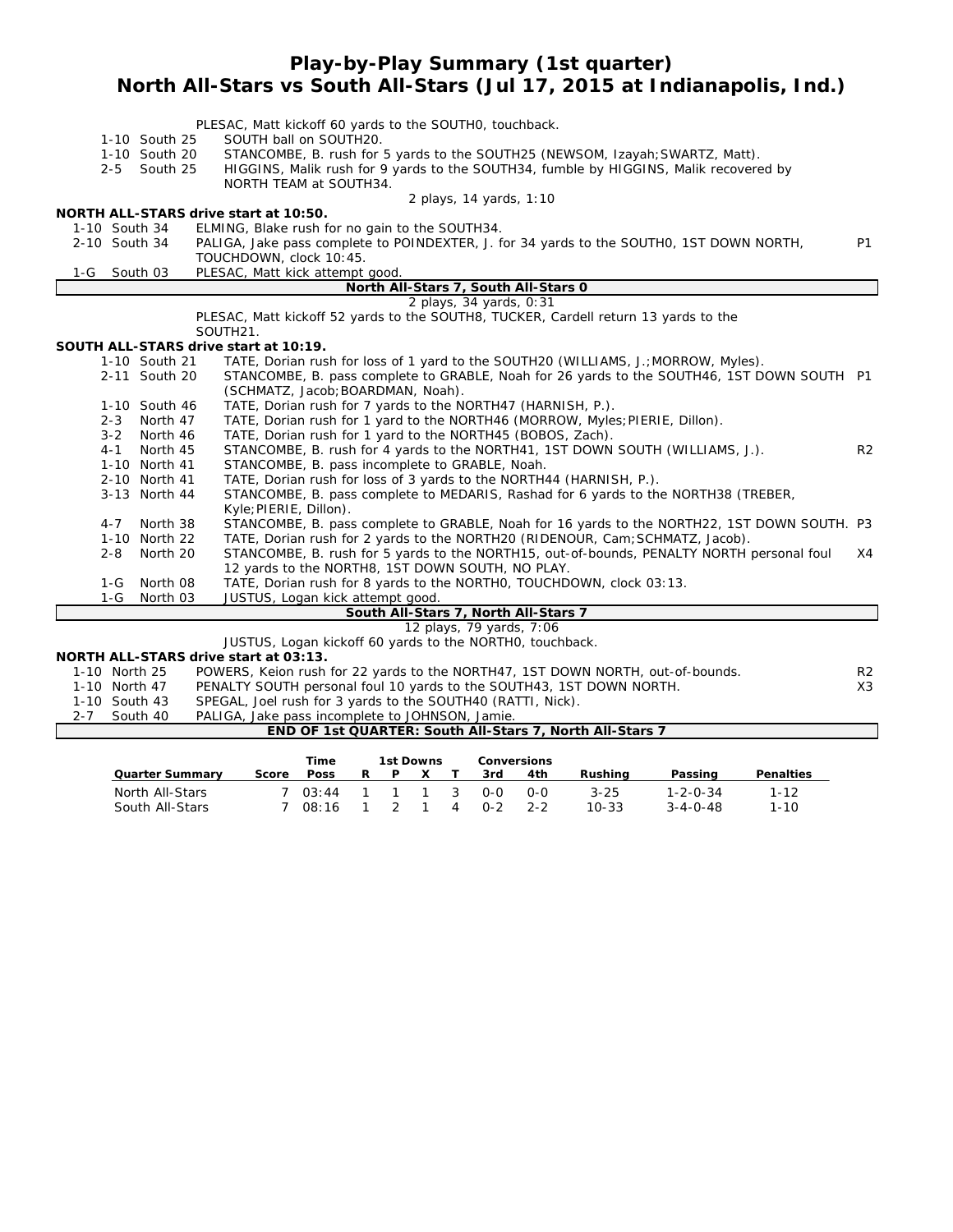# Play-by-Play Summary (1st quarter)
## North All-Stars vs South All-Stars (Jul 17, 2015 at Indianapolis, Ind.)

PLESAC, Matt kickoff 60 yards to the SOUTH0, touchback.

| Down | Spot | Play | |
|---|---|---|---|
| 1-10 | South 25 | SOUTH ball on SOUTH20. | |
| 1-10 | South 20 | STANCOMBE, B. rush for 5 yards to the SOUTH25 (NEWSOM, Izayah;SWARTZ, Matt). | |
| 2-5 | South 25 | HIGGINS, Malik rush for 9 yards to the SOUTH34, fumble by HIGGINS, Malik recovered by NORTH TEAM at SOUTH34. | |

2 plays, 14 yards, 1:10

**NORTH ALL-STARS drive start at 10:50.**

| Down | Spot | Play | |
|---|---|---|---|
| 1-10 | South 34 | ELMING, Blake rush for no gain to the SOUTH34. | |
| 2-10 | South 34 | PALIGA, Jake pass complete to POINDEXTER, J. for 34 yards to the SOUTH0, 1ST DOWN NORTH, TOUCHDOWN, clock 10:45. | P1 |
| 1-G | South 03 | PLESAC, Matt kick attempt good. | |

**North All-Stars 7, South All-Stars 0**

2 plays, 34 yards, 0:31

PLESAC, Matt kickoff 52 yards to the SOUTH8, TUCKER, Cardell return 13 yards to the SOUTH21.

**SOUTH ALL-STARS drive start at 10:19.**

| Down | Spot | Play | |
|---|---|---|---|
| 1-10 | South 21 | TATE, Dorian rush for loss of 1 yard to the SOUTH20 (WILLIAMS, J.;MORROW, Myles). | |
| 2-11 | South 20 | STANCOMBE, B. pass complete to GRABLE, Noah for 26 yards to the SOUTH46, 1ST DOWN SOUTH (SCHMATZ, Jacob;BOARDMAN, Noah). | P1 |
| 1-10 | South 46 | TATE, Dorian rush for 7 yards to the NORTH47 (HARNISH, P.). | |
| 2-3 | North 47 | TATE, Dorian rush for 1 yard to the NORTH46 (MORROW, Myles;PIERIE, Dillon). | |
| 3-2 | North 46 | TATE, Dorian rush for 1 yard to the NORTH45 (BOBOS, Zach). | |
| 4-1 | North 45 | STANCOMBE, B. rush for 4 yards to the NORTH41, 1ST DOWN SOUTH (WILLIAMS, J.). | R2 |
| 1-10 | North 41 | STANCOMBE, B. pass incomplete to GRABLE, Noah. | |
| 2-10 | North 41 | TATE, Dorian rush for loss of 3 yards to the NORTH44 (HARNISH, P.). | |
| 3-13 | North 44 | STANCOMBE, B. pass complete to MEDARIS, Rashad for 6 yards to the NORTH38 (TREBER, Kyle;PIERIE, Dillon). | |
| 4-7 | North 38 | STANCOMBE, B. pass complete to GRABLE, Noah for 16 yards to the NORTH22, 1ST DOWN SOUTH. | P3 |
| 1-10 | North 22 | TATE, Dorian rush for 2 yards to the NORTH20 (RIDENOUR, Cam;SCHMATZ, Jacob). | |
| 2-8 | North 20 | STANCOMBE, B. rush for 5 yards to the NORTH15, out-of-bounds, PENALTY NORTH personal foul 12 yards to the NORTH8, 1ST DOWN SOUTH, NO PLAY. | X4 |
| 1-G | North 08 | TATE, Dorian rush for 8 yards to the NORTH0, TOUCHDOWN, clock 03:13. | |
| 1-G | North 03 | JUSTUS, Logan kick attempt good. | |

**South All-Stars 7, North All-Stars 7**

12 plays, 79 yards, 7:06

JUSTUS, Logan kickoff 60 yards to the NORTH0, touchback.

**NORTH ALL-STARS drive start at 03:13.**

| Down | Spot | Play | |
|---|---|---|---|
| 1-10 | North 25 | POWERS, Keion rush for 22 yards to the NORTH47, 1ST DOWN NORTH, out-of-bounds. | R2 |
| 1-10 | North 47 | PENALTY SOUTH personal foul 10 yards to the SOUTH43, 1ST DOWN NORTH. | X3 |
| 1-10 | South 43 | SPEGAL, Joel rush for 3 yards to the SOUTH40 (RATTI, Nick). | |
| 2-7 | South 40 | PALIGA, Jake pass incomplete to JOHNSON, Jamie. | |

**END OF 1st QUARTER: South All-Stars 7, North All-Stars 7**

| Quarter Summary | Score | Time Poss | 1st Downs R | P | X | T | Conversions 3rd | 4th | Rushing | Passing | Penalties |
|---|---|---|---|---|---|---|---|---|---|---|---|
| North All-Stars | 7 | 03:44 | 1 | 1 | 1 | 3 | 0-0 | 0-0 | 3-25 | 1-2-0-34 | 1-12 |
| South All-Stars | 7 | 08:16 | 1 | 2 | 1 | 4 | 0-2 | 2-2 | 10-33 | 3-4-0-48 | 1-10 |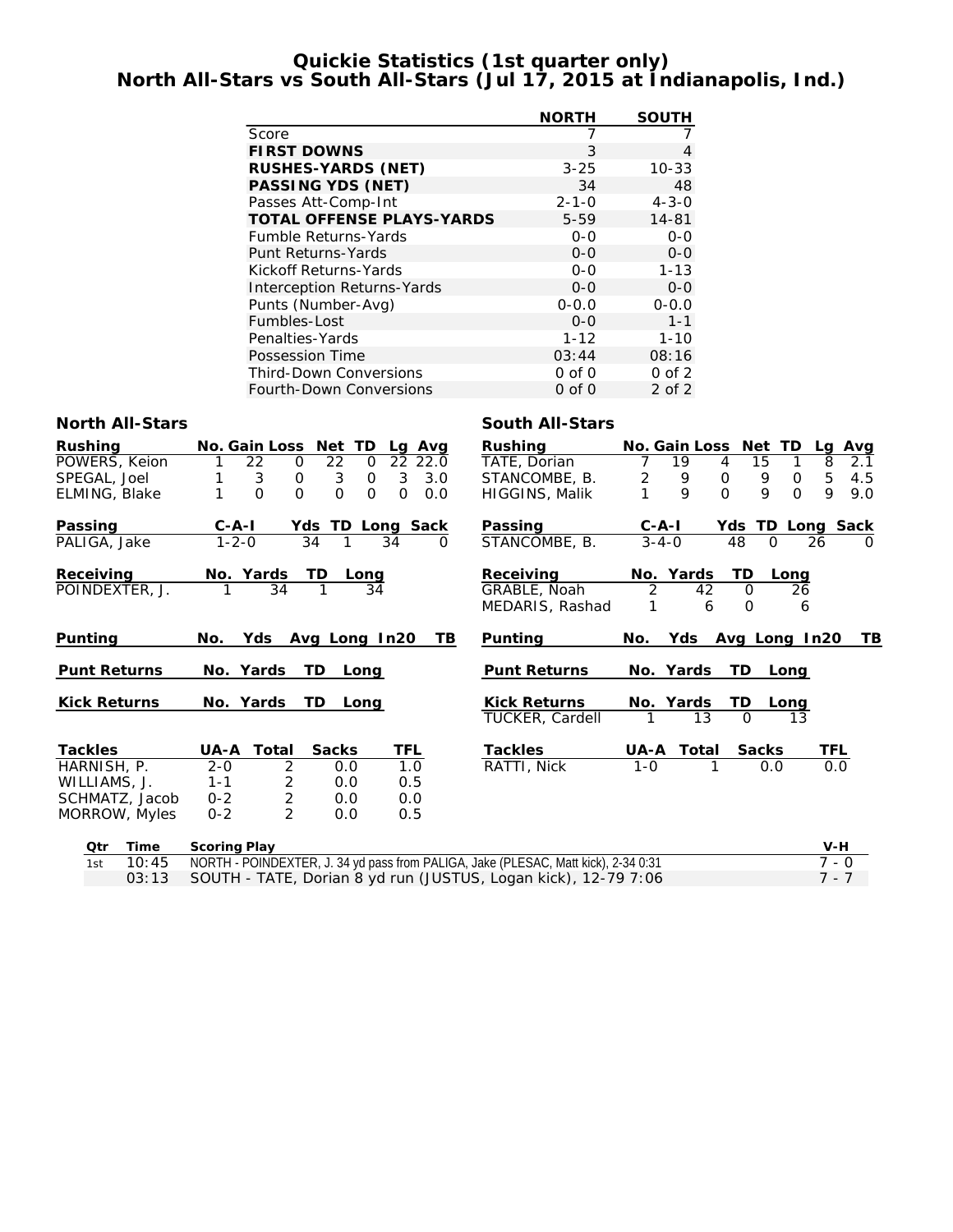# Quickie Statistics (1st quarter only)
## North All-Stars vs South All-Stars (Jul 17, 2015 at Indianapolis, Ind.)

| | NORTH | SOUTH |
|---|---|---|
| Score | 7 | 7 |
| **FIRST DOWNS** | 3 | 4 |
| **RUSHES-YARDS (NET)** | 3-25 | 10-33 |
| **PASSING YDS (NET)** | 34 | 48 |
| Passes Att-Comp-Int | 2-1-0 | 4-3-0 |
| **TOTAL OFFENSE PLAYS-YARDS** | 5-59 | 14-81 |
| Fumble Returns-Yards | 0-0 | 0-0 |
| Punt Returns-Yards | 0-0 | 0-0 |
| Kickoff Returns-Yards | 0-0 | 1-13 |
| Interception Returns-Yards | 0-0 | 0-0 |
| Punts (Number-Avg) | 0-0.0 | 0-0.0 |
| Fumbles-Lost | 0-0 | 1-1 |
| Penalties-Yards | 1-12 | 1-10 |
| Possession Time | 03:44 | 08:16 |
| Third-Down Conversions | 0 of 0 | 0 of 2 |
| Fourth-Down Conversions | 0 of 0 | 2 of 2 |

### North All-Stars

| Rushing | No. | Gain | Loss | Net | TD | Lg | Avg |
|---|---|---|---|---|---|---|---|
| POWERS, Keion | 1 | 22 | 0 | 22 | 0 | 22 | 22.0 |
| SPEGAL, Joel | 1 | 3 | 0 | 3 | 0 | 3 | 3.0 |
| ELMING, Blake | 1 | 0 | 0 | 0 | 0 | 0 | 0.0 |

| Passing | C-A-I | Yds | TD | Long | Sack |
|---|---|---|---|---|---|
| PALIGA, Jake | 1-2-0 | 34 | 1 | 34 | 0 |

| Receiving | No. | Yards | TD | Long |
|---|---|---|---|---|
| POINDEXTER, J. | 1 | 34 | 1 | 34 |

| Punting | No. | Yds | Avg | Long | In20 | TB |
|---|---|---|---|---|---|---|

| Punt Returns | No. | Yards | TD | Long |
|---|---|---|---|---|

| Kick Returns | No. | Yards | TD | Long |
|---|---|---|---|---|

| Tackles | UA-A | Total | Sacks | TFL |
|---|---|---|---|---|
| HARNISH, P. | 2-0 | 2 | 0.0 | 1.0 |
| WILLIAMS, J. | 1-1 | 2 | 0.0 | 0.5 |
| SCHMATZ, Jacob | 0-2 | 2 | 0.0 | 0.0 |
| MORROW, Myles | 0-2 | 2 | 0.0 | 0.5 |

### South All-Stars

| Rushing | No. | Gain | Loss | Net | TD | Lg | Avg |
|---|---|---|---|---|---|---|---|
| TATE, Dorian | 7 | 19 | 4 | 15 | 1 | 8 | 2.1 |
| STANCOMBE, B. | 2 | 9 | 0 | 9 | 0 | 5 | 4.5 |
| HIGGINS, Malik | 1 | 9 | 0 | 9 | 0 | 9 | 9.0 |

| Passing | C-A-I | Yds | TD | Long | Sack |
|---|---|---|---|---|---|
| STANCOMBE, B. | 3-4-0 | 48 | 0 | 26 | 0 |

| Receiving | No. | Yards | TD | Long |
|---|---|---|---|---|
| GRABLE, Noah | 2 | 42 | 0 | 26 |
| MEDARIS, Rashad | 1 | 6 | 0 | 6 |

| Punting | No. | Yds | Avg | Long | In20 | TB |
|---|---|---|---|---|---|---|

| Punt Returns | No. | Yards | TD | Long |
|---|---|---|---|---|

| Kick Returns | No. | Yards | TD | Long |
|---|---|---|---|---|
| TUCKER, Cardell | 1 | 13 | 0 | 13 |

| Tackles | UA-A | Total | Sacks | TFL |
|---|---|---|---|---|
| RATTI, Nick | 1-0 | 1 | 0.0 | 0.0 |

| Qtr | Time | Scoring Play | V-H |
|---|---|---|---|
| 1st | 10:45 | NORTH - POINDEXTER, J. 34 yd pass from PALIGA, Jake (PLESAC, Matt kick), 2-34 0:31 | 7 - 0 |
| | 03:13 | SOUTH - TATE, Dorian 8 yd run (JUSTUS, Logan kick), 12-79 7:06 | 7 - 7 |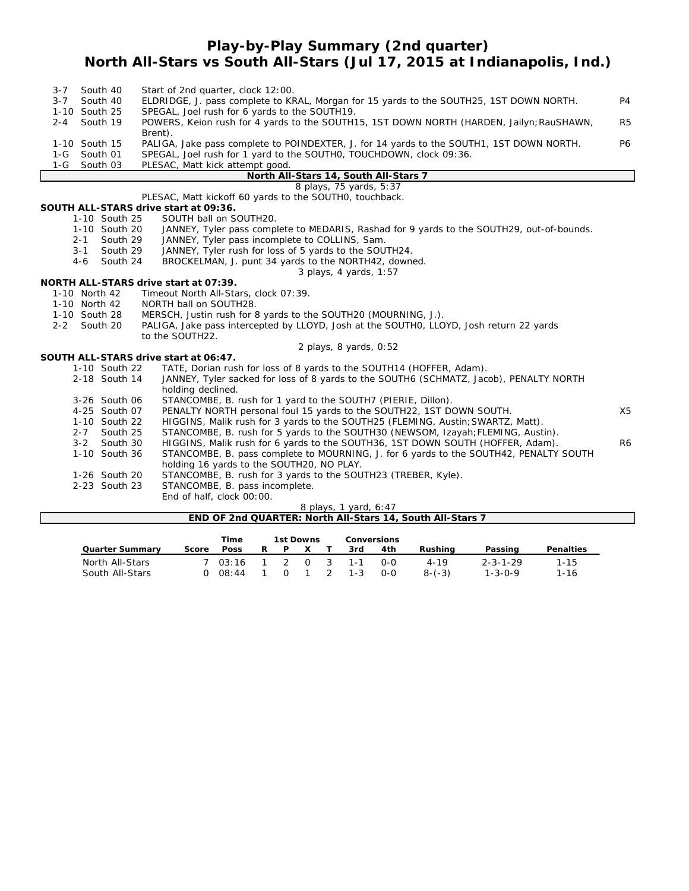# Play-by-Play Summary (2nd quarter)
## North All-Stars vs South All-Stars (Jul 17, 2015 at Indianapolis, Ind.)

| | | | |
|---|---|---|---|
| 3-7 | South 40 | Start of 2nd quarter, clock 12:00. | |
| 3-7 | South 40 | ELDRIDGE, J. pass complete to KRAL, Morgan for 15 yards to the SOUTH25, 1ST DOWN NORTH. | P4 |
| 1-10 | South 25 | SPEGAL, Joel rush for 6 yards to the SOUTH19. | |
| 2-4 | South 19 | POWERS, Keion rush for 4 yards to the SOUTH15, 1ST DOWN NORTH (HARDEN, Jailyn;RauSHAWN, Brent). | R5 |
| 1-10 | South 15 | PALIGA, Jake pass complete to POINDEXTER, J. for 14 yards to the SOUTH1, 1ST DOWN NORTH. | P6 |
| 1-G | South 01 | SPEGAL, Joel rush for 1 yard to the SOUTH0, TOUCHDOWN, clock 09:36. | |
| 1-G | South 03 | PLESAC, Matt kick attempt good. | |

**North All-Stars 14, South All-Stars 7**

8 plays, 75 yards, 5:37

PLESAC, Matt kickoff 60 yards to the SOUTH0, touchback.

**SOUTH ALL-STARS drive start at 09:36.**

| | | | |
|---|---|---|---|
| 1-10 | South 25 | SOUTH ball on SOUTH20. | |
| 1-10 | South 20 | JANNEY, Tyler pass complete to MEDARIS, Rashad for 9 yards to the SOUTH29, out-of-bounds. | |
| 2-1 | South 29 | JANNEY, Tyler pass incomplete to COLLINS, Sam. | |
| 3-1 | South 29 | JANNEY, Tyler rush for loss of 5 yards to the SOUTH24. | |
| 4-6 | South 24 | BROCKELMAN, J. punt 34 yards to the NORTH42, downed. | |

3 plays, 4 yards, 1:57

**NORTH ALL-STARS drive start at 07:39.**

| | | | |
|---|---|---|---|
| 1-10 | North 42 | Timeout North All-Stars, clock 07:39. | |
| 1-10 | North 42 | NORTH ball on SOUTH28. | |
| 1-10 | South 28 | MERSCH, Justin rush for 8 yards to the SOUTH20 (MOURNING, J.). | |
| 2-2 | South 20 | PALIGA, Jake pass intercepted by LLOYD, Josh at the SOUTH0, LLOYD, Josh return 22 yards to the SOUTH22. | |

2 plays, 8 yards, 0:52

**SOUTH ALL-STARS drive start at 06:47.**

| | | | |
|---|---|---|---|
| 1-10 | South 22 | TATE, Dorian rush for loss of 8 yards to the SOUTH14 (HOFFER, Adam). | |
| 2-18 | South 14 | JANNEY, Tyler sacked for loss of 8 yards to the SOUTH6 (SCHMATZ, Jacob), PENALTY NORTH holding declined. | |
| 3-26 | South 06 | STANCOMBE, B. rush for 1 yard to the SOUTH7 (PIERIE, Dillon). | |
| 4-25 | South 07 | PENALTY NORTH personal foul 15 yards to the SOUTH22, 1ST DOWN SOUTH. | X5 |
| 1-10 | South 22 | HIGGINS, Malik rush for 3 yards to the SOUTH25 (FLEMING, Austin;SWARTZ, Matt). | |
| 2-7 | South 25 | STANCOMBE, B. rush for 5 yards to the SOUTH30 (NEWSOM, Izayah;FLEMING, Austin). | |
| 3-2 | South 30 | HIGGINS, Malik rush for 6 yards to the SOUTH36, 1ST DOWN SOUTH (HOFFER, Adam). | R6 |
| 1-10 | South 36 | STANCOMBE, B. pass complete to MOURNING, J. for 6 yards to the SOUTH42, PENALTY SOUTH holding 16 yards to the SOUTH20, NO PLAY. | |
| 1-26 | South 20 | STANCOMBE, B. rush for 3 yards to the SOUTH23 (TREBER, Kyle). | |
| 2-23 | South 23 | STANCOMBE, B. pass incomplete. | |
| | | End of half, clock 00:00. | |

8 plays, 1 yard, 6:47

**END OF 2nd QUARTER: North All-Stars 14, South All-Stars 7**

| Quarter Summary | Score | Time Poss | 1st Downs R | P | X | T | Conversions 3rd | 4th | Rushing | Passing | Penalties |
|---|---|---|---|---|---|---|---|---|---|---|---|
| North All-Stars | 7 | 03:16 | 1 | 2 | 0 | 3 | 1-1 | 0-0 | 4-19 | 2-3-1-29 | 1-15 |
| South All-Stars | 0 | 08:44 | 1 | 0 | 1 | 2 | 1-3 | 0-0 | 8-(-3) | 1-3-0-9 | 1-16 |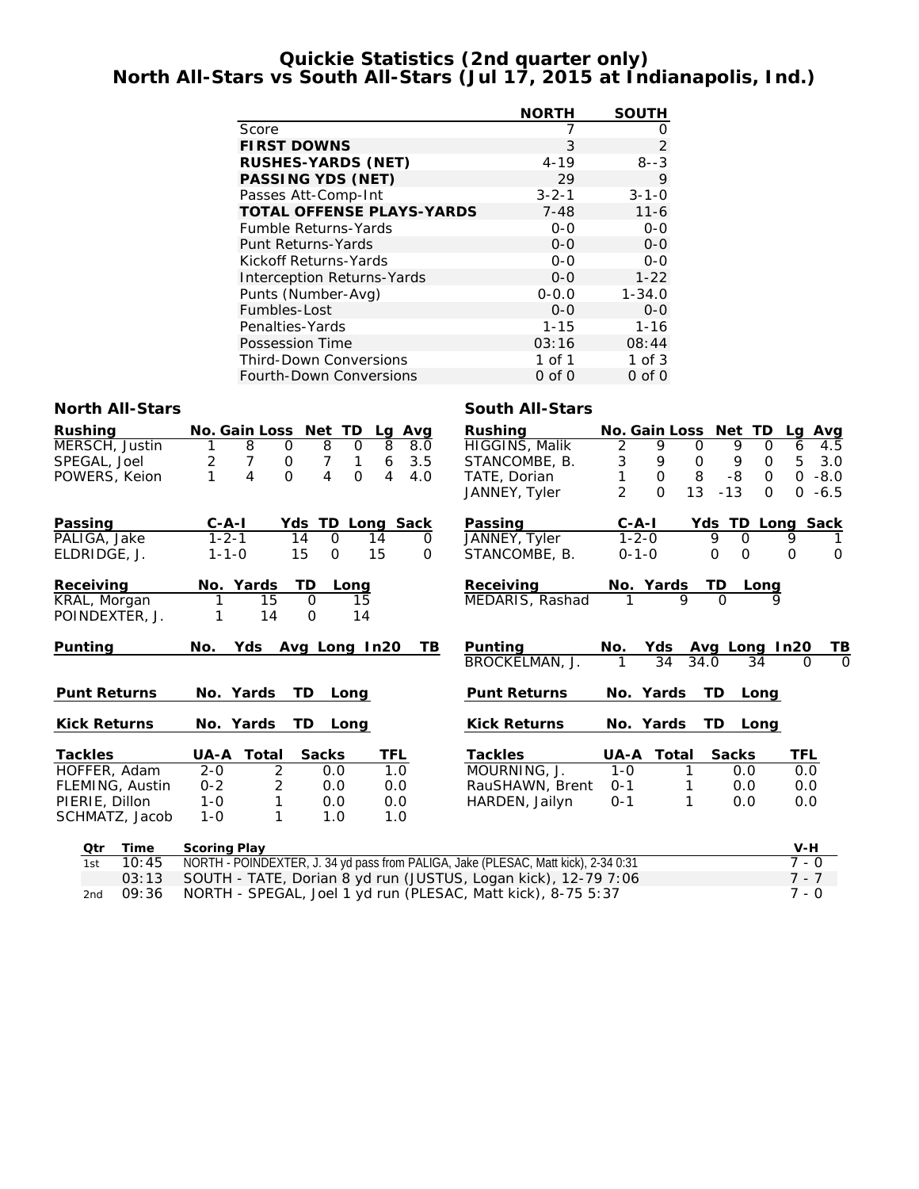# Quickie Statistics (2nd quarter only)
## North All-Stars vs South All-Stars (Jul 17, 2015 at Indianapolis, Ind.)

| | NORTH | SOUTH |
|---|---|---|
| Score | 7 | 0 |
| **FIRST DOWNS** | 3 | 2 |
| **RUSHES-YARDS (NET)** | 4-19 | 8--3 |
| **PASSING YDS (NET)** | 29 | 9 |
| Passes Att-Comp-Int | 3-2-1 | 3-1-0 |
| **TOTAL OFFENSE PLAYS-YARDS** | 7-48 | 11-6 |
| Fumble Returns-Yards | 0-0 | 0-0 |
| Punt Returns-Yards | 0-0 | 0-0 |
| Kickoff Returns-Yards | 0-0 | 0-0 |
| Interception Returns-Yards | 0-0 | 1-22 |
| Punts (Number-Avg) | 0-0.0 | 1-34.0 |
| Fumbles-Lost | 0-0 | 0-0 |
| Penalties-Yards | 1-15 | 1-16 |
| Possession Time | 03:16 | 08:44 |
| Third-Down Conversions | 1 of 1 | 1 of 3 |
| Fourth-Down Conversions | 0 of 0 | 0 of 0 |

### North All-Stars

| Rushing | No. | Gain | Loss | Net | TD | Lg | Avg |
|---|---|---|---|---|---|---|---|
| MERSCH, Justin | 1 | 8 | 0 | 8 | 0 | 8 | 8.0 |
| SPEGAL, Joel | 2 | 7 | 0 | 7 | 1 | 6 | 3.5 |
| POWERS, Keion | 1 | 4 | 0 | 4 | 0 | 4 | 4.0 |

| Passing | C-A-I | Yds | TD | Long | Sack |
|---|---|---|---|---|---|
| PALIGA, Jake | 1-2-1 | 14 | 0 | 14 | 0 |
| ELDRIDGE, J. | 1-1-0 | 15 | 0 | 15 | 0 |

| Receiving | No. | Yards | TD | Long |
|---|---|---|---|---|
| KRAL, Morgan | 1 | 15 | 0 | 15 |
| POINDEXTER, J. | 1 | 14 | 0 | 14 |

| Punting | No. | Yds | Avg | Long | In20 | TB |
|---|---|---|---|---|---|---|

| Punt Returns | No. | Yards | TD | Long |
|---|---|---|---|---|

| Kick Returns | No. | Yards | TD | Long |
|---|---|---|---|---|

| Tackles | UA-A | Total | Sacks | TFL |
|---|---|---|---|---|
| HOFFER, Adam | 2-0 | 2 | 0.0 | 1.0 |
| FLEMING, Austin | 0-2 | 2 | 0.0 | 0.0 |
| PIERIE, Dillon | 1-0 | 1 | 0.0 | 0.0 |
| SCHMATZ, Jacob | 1-0 | 1 | 1.0 | 1.0 |

### South All-Stars

| Rushing | No. | Gain | Loss | Net | TD | Lg | Avg |
|---|---|---|---|---|---|---|---|
| HIGGINS, Malik | 2 | 9 | 0 | 9 | 0 | 6 | 4.5 |
| STANCOMBE, B. | 3 | 9 | 0 | 9 | 0 | 5 | 3.0 |
| TATE, Dorian | 1 | 0 | 8 | -8 | 0 | 0 | -8.0 |
| JANNEY, Tyler | 2 | 0 | 13 | -13 | 0 | 0 | -6.5 |

| Passing | C-A-I | Yds | TD | Long | Sack |
|---|---|---|---|---|---|
| JANNEY, Tyler | 1-2-0 | 9 | 0 | 9 | 1 |
| STANCOMBE, B. | 0-1-0 | 0 | 0 | 0 | 0 |

| Receiving | No. | Yards | TD | Long |
|---|---|---|---|---|
| MEDARIS, Rashad | 1 | 9 | 0 | 9 |

| Punting | No. | Yds | Avg | Long | In20 | TB |
|---|---|---|---|---|---|---|
| BROCKELMAN, J. | 1 | 34 | 34.0 | 34 | 0 | 0 |

| Punt Returns | No. | Yards | TD | Long |
|---|---|---|---|---|

| Kick Returns | No. | Yards | TD | Long |
|---|---|---|---|---|

| Tackles | UA-A | Total | Sacks | TFL |
|---|---|---|---|---|
| MOURNING, J. | 1-0 | 1 | 0.0 | 0.0 |
| RauSHAWN, Brent | 0-1 | 1 | 0.0 | 0.0 |
| HARDEN, Jailyn | 0-1 | 1 | 0.0 | 0.0 |

| Qtr | Time | Scoring Play | V-H |
|---|---|---|---|
| 1st | 10:45 | NORTH - POINDEXTER, J. 34 yd pass from PALIGA, Jake (PLESAC, Matt kick), 2-34 0:31 | 7 - 0 |
| | 03:13 | SOUTH - TATE, Dorian 8 yd run (JUSTUS, Logan kick), 12-79 7:06 | 7 - 7 |
| 2nd | 09:36 | NORTH - SPEGAL, Joel 1 yd run (PLESAC, Matt kick), 8-75 5:37 | 7 - 0 |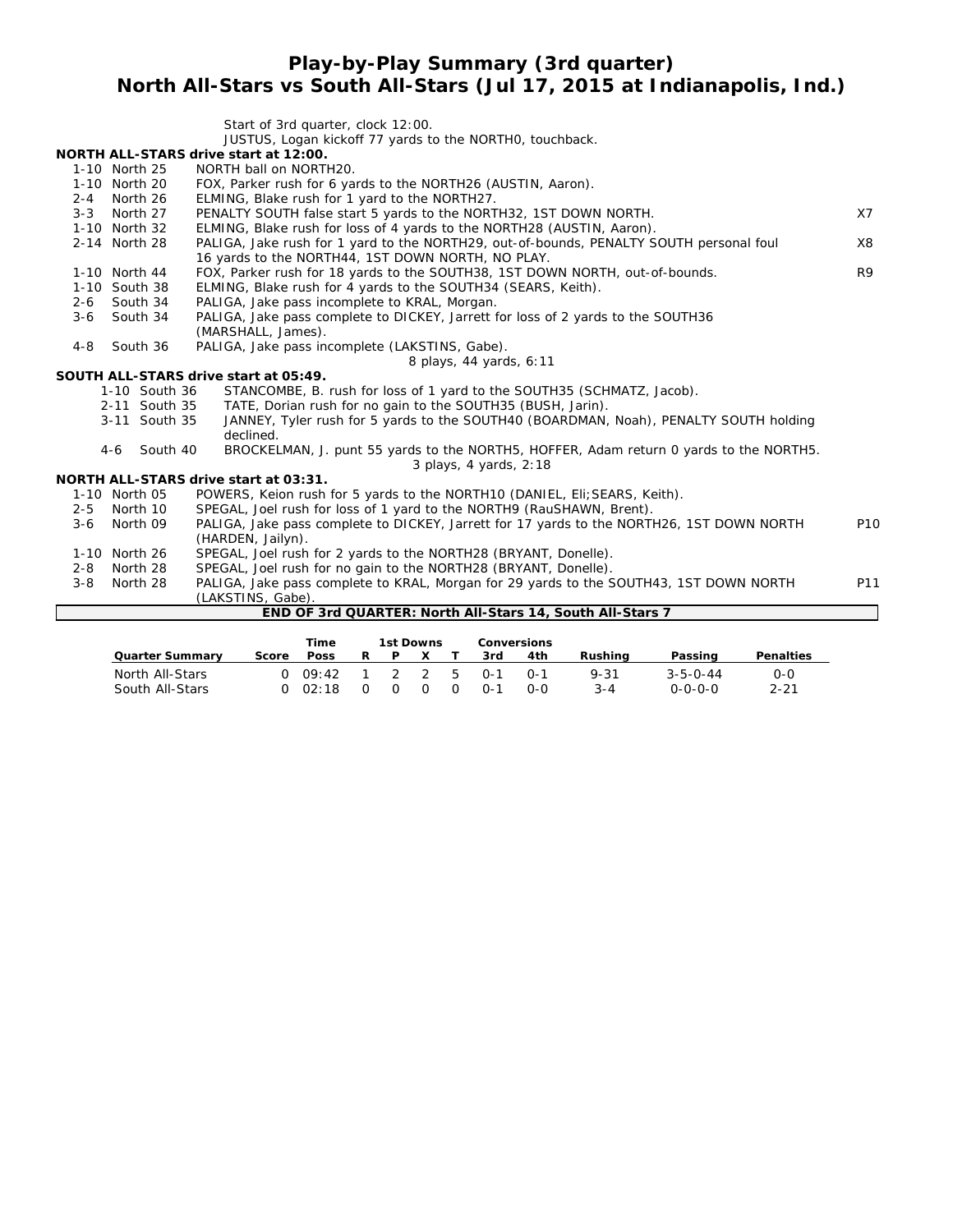# Play-by-Play Summary (3rd quarter)
## North All-Stars vs South All-Stars (Jul 17, 2015 at Indianapolis, Ind.)

Start of 3rd quarter, clock 12:00.
JUSTUS, Logan kickoff 77 yards to the NORTH0, touchback.

**NORTH ALL-STARS drive start at 12:00.**

| | | | |
|---|---|---|---|
| 1-10 | North 25 | NORTH ball on NORTH20. | |
| 1-10 | North 20 | FOX, Parker rush for 6 yards to the NORTH26 (AUSTIN, Aaron). | |
| 2-4 | North 26 | ELMING, Blake rush for 1 yard to the NORTH27. | |
| 3-3 | North 27 | PENALTY SOUTH false start 5 yards to the NORTH32, 1ST DOWN NORTH. | X7 |
| 1-10 | North 32 | ELMING, Blake rush for loss of 4 yards to the NORTH28 (AUSTIN, Aaron). | |
| 2-14 | North 28 | PALIGA, Jake rush for 1 yard to the NORTH29, out-of-bounds, PENALTY SOUTH personal foul 16 yards to the NORTH44, 1ST DOWN NORTH, NO PLAY. | X8 |
| 1-10 | North 44 | FOX, Parker rush for 18 yards to the SOUTH38, 1ST DOWN NORTH, out-of-bounds. | R9 |
| 1-10 | South 38 | ELMING, Blake rush for 4 yards to the SOUTH34 (SEARS, Keith). | |
| 2-6 | South 34 | PALIGA, Jake pass incomplete to KRAL, Morgan. | |
| 3-6 | South 34 | PALIGA, Jake pass complete to DICKEY, Jarrett for loss of 2 yards to the SOUTH36 (MARSHALL, James). | |
| 4-8 | South 36 | PALIGA, Jake pass incomplete (LAKSTINS, Gabe). | |

8 plays, 44 yards, 6:11

**SOUTH ALL-STARS drive start at 05:49.**

| | | |
|---|---|---|
| 1-10 | South 36 | STANCOMBE, B. rush for loss of 1 yard to the SOUTH35 (SCHMATZ, Jacob). |
| 2-11 | South 35 | TATE, Dorian rush for no gain to the SOUTH35 (BUSH, Jarin). |
| 3-11 | South 35 | JANNEY, Tyler rush for 5 yards to the SOUTH40 (BOARDMAN, Noah), PENALTY SOUTH holding declined. |
| 4-6 | South 40 | BROCKELMAN, J. punt 55 yards to the NORTH5, HOFFER, Adam return 0 yards to the NORTH5. |

3 plays, 4 yards, 2:18

**NORTH ALL-STARS drive start at 03:31.**

| | | | |
|---|---|---|---|
| 1-10 | North 05 | POWERS, Keion rush for 5 yards to the NORTH10 (DANIEL, Eli;SEARS, Keith). | |
| 2-5 | North 10 | SPEGAL, Joel rush for loss of 1 yard to the NORTH9 (RauSHAWN, Brent). | |
| 3-6 | North 09 | PALIGA, Jake pass complete to DICKEY, Jarrett for 17 yards to the NORTH26, 1ST DOWN NORTH (HARDEN, Jailyn). | P10 |
| 1-10 | North 26 | SPEGAL, Joel rush for 2 yards to the NORTH28 (BRYANT, Donelle). | |
| 2-8 | North 28 | SPEGAL, Joel rush for no gain to the NORTH28 (BRYANT, Donelle). | |
| 3-8 | North 28 | PALIGA, Jake pass complete to KRAL, Morgan for 29 yards to the SOUTH43, 1ST DOWN NORTH (LAKSTINS, Gabe). | P11 |

**END OF 3rd QUARTER: North All-Stars 14, South All-Stars 7**

| Quarter Summary | Score | Time Poss | 1st Downs R | P | X | T | Conversions 3rd | 4th | Rushing | Passing | Penalties |
|---|---|---|---|---|---|---|---|---|---|---|---|
| North All-Stars | 0 | 09:42 | 1 | 2 | 2 | 5 | 0-1 | 0-1 | 9-31 | 3-5-0-44 | 0-0 |
| South All-Stars | 0 | 02:18 | 0 | 0 | 0 | 0 | 0-1 | 0-0 | 3-4 | 0-0-0-0 | 2-21 |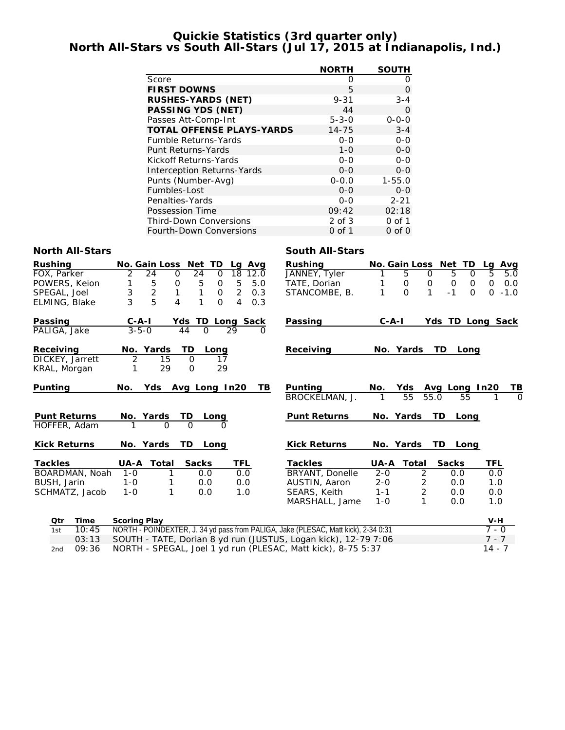# Quickie Statistics (3rd quarter only)
## North All-Stars vs South All-Stars (Jul 17, 2015 at Indianapolis, Ind.)

| | NORTH | SOUTH |
|---|---|---|
| Score | 0 | 0 |
| **FIRST DOWNS** | 5 | 0 |
| **RUSHES-YARDS (NET)** | 9-31 | 3-4 |
| **PASSING YDS (NET)** | 44 | 0 |
| Passes Att-Comp-Int | 5-3-0 | 0-0-0 |
| **TOTAL OFFENSE PLAYS-YARDS** | 14-75 | 3-4 |
| Fumble Returns-Yards | 0-0 | 0-0 |
| Punt Returns-Yards | 1-0 | 0-0 |
| Kickoff Returns-Yards | 0-0 | 0-0 |
| Interception Returns-Yards | 0-0 | 0-0 |
| Punts (Number-Avg) | 0-0.0 | 1-55.0 |
| Fumbles-Lost | 0-0 | 0-0 |
| Penalties-Yards | 0-0 | 2-21 |
| Possession Time | 09:42 | 02:18 |
| Third-Down Conversions | 2 of 3 | 0 of 1 |
| Fourth-Down Conversions | 0 of 1 | 0 of 0 |

### North All-Stars

| Rushing | No. | Gain | Loss | Net | TD | Lg | Avg |
|---|---|---|---|---|---|---|---|
| FOX, Parker | 2 | 24 | 0 | 24 | 0 | 18 | 12.0 |
| POWERS, Keion | 1 | 5 | 0 | 5 | 0 | 5 | 5.0 |
| SPEGAL, Joel | 3 | 2 | 1 | 1 | 0 | 2 | 0.3 |
| ELMING, Blake | 3 | 5 | 4 | 1 | 0 | 4 | 0.3 |

| Passing | C-A-I | Yds | TD | Long | Sack |
|---|---|---|---|---|---|
| PALIGA, Jake | 3-5-0 | 44 | 0 | 29 | 0 |

| Receiving | No. | Yards | TD | Long |
|---|---|---|---|---|
| DICKEY, Jarrett | 2 | 15 | 0 | 17 |
| KRAL, Morgan | 1 | 29 | 0 | 29 |

| Punting | No. | Yds | Avg | Long | In20 | TB |
|---|---|---|---|---|---|---|

| Punt Returns | No. | Yards | TD | Long |
|---|---|---|---|---|
| HOFFER, Adam | 1 | 0 | 0 | 0 |

| Kick Returns | No. | Yards | TD | Long |
|---|---|---|---|---|

| Tackles | UA-A | Total | Sacks | TFL |
|---|---|---|---|---|
| BOARDMAN, Noah | 1-0 | 1 | 0.0 | 0.0 |
| BUSH, Jarin | 1-0 | 1 | 0.0 | 0.0 |
| SCHMATZ, Jacob | 1-0 | 1 | 0.0 | 1.0 |

### South All-Stars

| Rushing | No. | Gain | Loss | Net | TD | Lg | Avg |
|---|---|---|---|---|---|---|---|
| JANNEY, Tyler | 1 | 5 | 0 | 5 | 0 | 5 | 5.0 |
| TATE, Dorian | 1 | 0 | 0 | 0 | 0 | 0 | 0.0 |
| STANCOMBE, B. | 1 | 0 | 1 | -1 | 0 | 0 | -1.0 |

| Passing | C-A-I | Yds | TD | Long | Sack |
|---|---|---|---|---|---|

| Receiving | No. | Yards | TD | Long |
|---|---|---|---|---|

| Punting | No. | Yds | Avg | Long | In20 | TB |
|---|---|---|---|---|---|---|
| BROCKELMAN, J. | 1 | 55 | 55.0 | 55 | 1 | 0 |

| Punt Returns | No. | Yards | TD | Long |
|---|---|---|---|---|

| Kick Returns | No. | Yards | TD | Long |
|---|---|---|---|---|

| Tackles | UA-A | Total | Sacks | TFL |
|---|---|---|---|---|
| BRYANT, Donelle | 2-0 | 2 | 0.0 | 0.0 |
| AUSTIN, Aaron | 2-0 | 2 | 0.0 | 1.0 |
| SEARS, Keith | 1-1 | 2 | 0.0 | 0.0 |
| MARSHALL, Jame | 1-0 | 1 | 0.0 | 1.0 |

| Qtr | Time | Scoring Play | V-H |
|---|---|---|---|
| 1st | 10:45 | NORTH - POINDEXTER, J. 34 yd pass from PALIGA, Jake (PLESAC, Matt kick), 2-34 0:31 | 7 - 0 |
| | 03:13 | SOUTH - TATE, Dorian 8 yd run (JUSTUS, Logan kick), 12-79 7:06 | 7 - 7 |
| 2nd | 09:36 | NORTH - SPEGAL, Joel 1 yd run (PLESAC, Matt kick), 8-75 5:37 | 14 - 7 |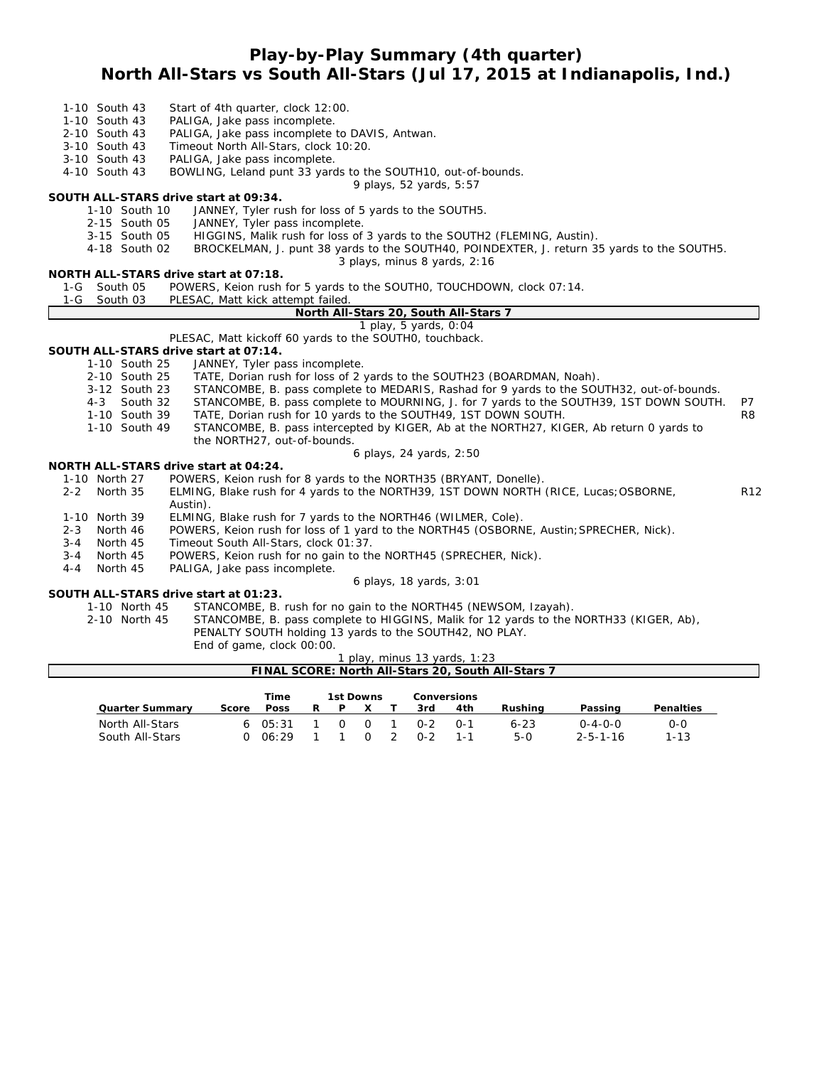# Play-by-Play Summary (4th quarter)
## North All-Stars vs South All-Stars (Jul 17, 2015 at Indianapolis, Ind.)

| Down | Play | |
|---|---|---|
| 1-10 South 43 | Start of 4th quarter, clock 12:00. | |
| 1-10 South 43 | PALIGA, Jake pass incomplete. | |
| 2-10 South 43 | PALIGA, Jake pass incomplete to DAVIS, Antwan. | |
| 3-10 South 43 | Timeout North All-Stars, clock 10:20. | |
| 3-10 South 43 | PALIGA, Jake pass incomplete. | |
| 4-10 South 43 | BOWLING, Leland punt 33 yards to the SOUTH10, out-of-bounds. | |
| | 9 plays, 52 yards, 5:57 | |

**SOUTH ALL-STARS drive start at 09:34.**

| Down | Play | |
|---|---|---|
| 1-10 South 10 | JANNEY, Tyler rush for loss of 5 yards to the SOUTH5. | |
| 2-15 South 05 | JANNEY, Tyler pass incomplete. | |
| 3-15 South 05 | HIGGINS, Malik rush for loss of 3 yards to the SOUTH2 (FLEMING, Austin). | |
| 4-18 South 02 | BROCKELMAN, J. punt 38 yards to the SOUTH40, POINDEXTER, J. return 35 yards to the SOUTH5. | |
| | 3 plays, minus 8 yards, 2:16 | |

**NORTH ALL-STARS drive start at 07:18.**

| Down | Play | |
|---|---|---|
| 1-G South 05 | POWERS, Keion rush for 5 yards to the SOUTH0, TOUCHDOWN, clock 07:14. | |
| 1-G South 03 | PLESAC, Matt kick attempt failed. | |

**North All-Stars 20, South All-Stars 7**

1 play, 5 yards, 0:04

PLESAC, Matt kickoff 60 yards to the SOUTH0, touchback.

**SOUTH ALL-STARS drive start at 07:14.**

| Down | Play | |
|---|---|---|
| 1-10 South 25 | JANNEY, Tyler pass incomplete. | |
| 2-10 South 25 | TATE, Dorian rush for loss of 2 yards to the SOUTH23 (BOARDMAN, Noah). | |
| 3-12 South 23 | STANCOMBE, B. pass complete to MEDARIS, Rashad for 9 yards to the SOUTH32, out-of-bounds. | |
| 4-3 South 32 | STANCOMBE, B. pass complete to MOURNING, J. for 7 yards to the SOUTH39, 1ST DOWN SOUTH. | P7 |
| 1-10 South 39 | TATE, Dorian rush for 10 yards to the SOUTH49, 1ST DOWN SOUTH. | R8 |
| 1-10 South 49 | STANCOMBE, B. pass intercepted by KIGER, Ab at the NORTH27, KIGER, Ab return 0 yards to the NORTH27, out-of-bounds. | |
| | 6 plays, 24 yards, 2:50 | |

**NORTH ALL-STARS drive start at 04:24.**

| Down | Play | |
|---|---|---|
| 1-10 North 27 | POWERS, Keion rush for 8 yards to the NORTH35 (BRYANT, Donelle). | |
| 2-2 North 35 | ELMING, Blake rush for 4 yards to the NORTH39, 1ST DOWN NORTH (RICE, Lucas;OSBORNE, Austin). | R12 |
| 1-10 North 39 | ELMING, Blake rush for 7 yards to the NORTH46 (WILMER, Cole). | |
| 2-3 North 46 | POWERS, Keion rush for loss of 1 yard to the NORTH45 (OSBORNE, Austin;SPRECHER, Nick). | |
| 3-4 North 45 | Timeout South All-Stars, clock 01:37. | |
| 3-4 North 45 | POWERS, Keion rush for no gain to the NORTH45 (SPRECHER, Nick). | |
| 4-4 North 45 | PALIGA, Jake pass incomplete. | |
| | 6 plays, 18 yards, 3:01 | |

**SOUTH ALL-STARS drive start at 01:23.**

| Down | Play | |
|---|---|---|
| 1-10 North 45 | STANCOMBE, B. rush for no gain to the NORTH45 (NEWSOM, Izayah). | |
| 2-10 North 45 | STANCOMBE, B. pass complete to HIGGINS, Malik for 12 yards to the NORTH33 (KIGER, Ab), PENALTY SOUTH holding 13 yards to the SOUTH42, NO PLAY. | |
| | End of game, clock 00:00. | |
| | 1 play, minus 13 yards, 1:23 | |

**FINAL SCORE: North All-Stars 20, South All-Stars 7**

| Quarter Summary | Score | Time Poss | 1st Downs R | P | X | T | Conversions 3rd | 4th | Rushing | Passing | Penalties |
|---|---|---|---|---|---|---|---|---|---|---|---|
| North All-Stars | 6 | 05:31 | 1 | 0 | 0 | 1 | 0-2 | 0-1 | 6-23 | 0-4-0-0 | 0-0 |
| South All-Stars | 0 | 06:29 | 1 | 1 | 0 | 2 | 0-2 | 1-1 | 5-0 | 2-5-1-16 | 1-13 |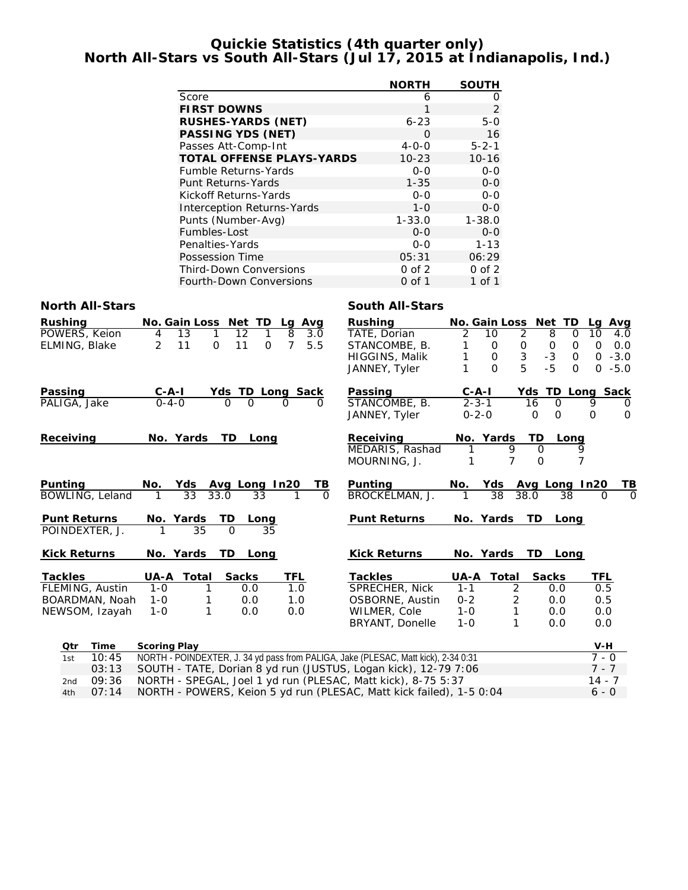# Quickie Statistics (4th quarter only)
## North All-Stars vs South All-Stars (Jul 17, 2015 at Indianapolis, Ind.)

| | NORTH | SOUTH |
|---|---|---|
| Score | 6 | 0 |
| **FIRST DOWNS** | 1 | 2 |
| **RUSHES-YARDS (NET)** | 6-23 | 5-0 |
| **PASSING YDS (NET)** | 0 | 16 |
| Passes Att-Comp-Int | 4-0-0 | 5-2-1 |
| **TOTAL OFFENSE PLAYS-YARDS** | 10-23 | 10-16 |
| Fumble Returns-Yards | 0-0 | 0-0 |
| Punt Returns-Yards | 1-35 | 0-0 |
| Kickoff Returns-Yards | 0-0 | 0-0 |
| Interception Returns-Yards | 1-0 | 0-0 |
| Punts (Number-Avg) | 1-33.0 | 1-38.0 |
| Fumbles-Lost | 0-0 | 0-0 |
| Penalties-Yards | 0-0 | 1-13 |
| Possession Time | 05:31 | 06:29 |
| Third-Down Conversions | 0 of 2 | 0 of 2 |
| Fourth-Down Conversions | 0 of 1 | 1 of 1 |

### North All-Stars

| Rushing | No. | Gain | Loss | Net | TD | Lg | Avg |
|---|---|---|---|---|---|---|---|
| POWERS, Keion | 4 | 13 | 1 | 12 | 1 | 8 | 3.0 |
| ELMING, Blake | 2 | 11 | 0 | 11 | 0 | 7 | 5.5 |

| Passing | C-A-I | Yds | TD | Long | Sack |
|---|---|---|---|---|---|
| PALIGA, Jake | 0-4-0 | 0 | 0 | 0 | 0 |

| Receiving | No. | Yards | TD | Long |
|---|---|---|---|---|

| Punting | No. | Yds | Avg | Long | In20 | TB |
|---|---|---|---|---|---|---|
| BOWLING, Leland | 1 | 33 | 33.0 | 33 | 1 | 0 |

| Punt Returns | No. | Yards | TD | Long |
|---|---|---|---|---|
| POINDEXTER, J. | 1 | 35 | 0 | 35 |

| Kick Returns | No. | Yards | TD | Long |
|---|---|---|---|---|

| Tackles | UA-A | Total | Sacks | TFL |
|---|---|---|---|---|
| FLEMING, Austin | 1-0 | 1 | 0.0 | 1.0 |
| BOARDMAN, Noah | 1-0 | 1 | 0.0 | 1.0 |
| NEWSOM, Izayah | 1-0 | 1 | 0.0 | 0.0 |

### South All-Stars

| Rushing | No. | Gain | Loss | Net | TD | Lg | Avg |
|---|---|---|---|---|---|---|---|
| TATE, Dorian | 2 | 10 | 2 | 8 | 0 | 10 | 4.0 |
| STANCOMBE, B. | 1 | 0 | 0 | 0 | 0 | 0 | 0.0 |
| HIGGINS, Malik | 1 | 0 | 3 | -3 | 0 | 0 | -3.0 |
| JANNEY, Tyler | 1 | 0 | 5 | -5 | 0 | 0 | -5.0 |

| Passing | C-A-I | Yds | TD | Long | Sack |
|---|---|---|---|---|---|
| STANCOMBE, B. | 2-3-1 | 16 | 0 | 9 | 0 |
| JANNEY, Tyler | 0-2-0 | 0 | 0 | 0 | 0 |

| Receiving | No. | Yards | TD | Long |
|---|---|---|---|---|
| MEDARIS, Rashad | 1 | 9 | 0 | 9 |
| MOURNING, J. | 1 | 7 | 0 | 7 |

| Punting | No. | Yds | Avg | Long | In20 | TB |
|---|---|---|---|---|---|---|
| BROCKELMAN, J. | 1 | 38 | 38.0 | 38 | 0 | 0 |

| Punt Returns | No. | Yards | TD | Long |
|---|---|---|---|---|

| Kick Returns | No. | Yards | TD | Long |
|---|---|---|---|---|

| Tackles | UA-A | Total | Sacks | TFL |
|---|---|---|---|---|
| SPRECHER, Nick | 1-1 | 2 | 0.0 | 0.5 |
| OSBORNE, Austin | 0-2 | 2 | 0.0 | 0.5 |
| WILMER, Cole | 1-0 | 1 | 0.0 | 0.0 |
| BRYANT, Donelle | 1-0 | 1 | 0.0 | 0.0 |

### Scoring Plays

| Qtr | Time | Scoring Play | V-H |
|---|---|---|---|
| 1st | 10:45 | NORTH - POINDEXTER, J. 34 yd pass from PALIGA, Jake (PLESAC, Matt kick), 2-34 0:31 | 7 - 0 |
| | 03:13 | SOUTH - TATE, Dorian 8 yd run (JUSTUS, Logan kick), 12-79 7:06 | 7 - 7 |
| 2nd | 09:36 | NORTH - SPEGAL, Joel 1 yd run (PLESAC, Matt kick), 8-75 5:37 | 14 - 7 |
| 4th | 07:14 | NORTH - POWERS, Keion 5 yd run (PLESAC, Matt kick failed), 1-5 0:04 | 6 - 0 |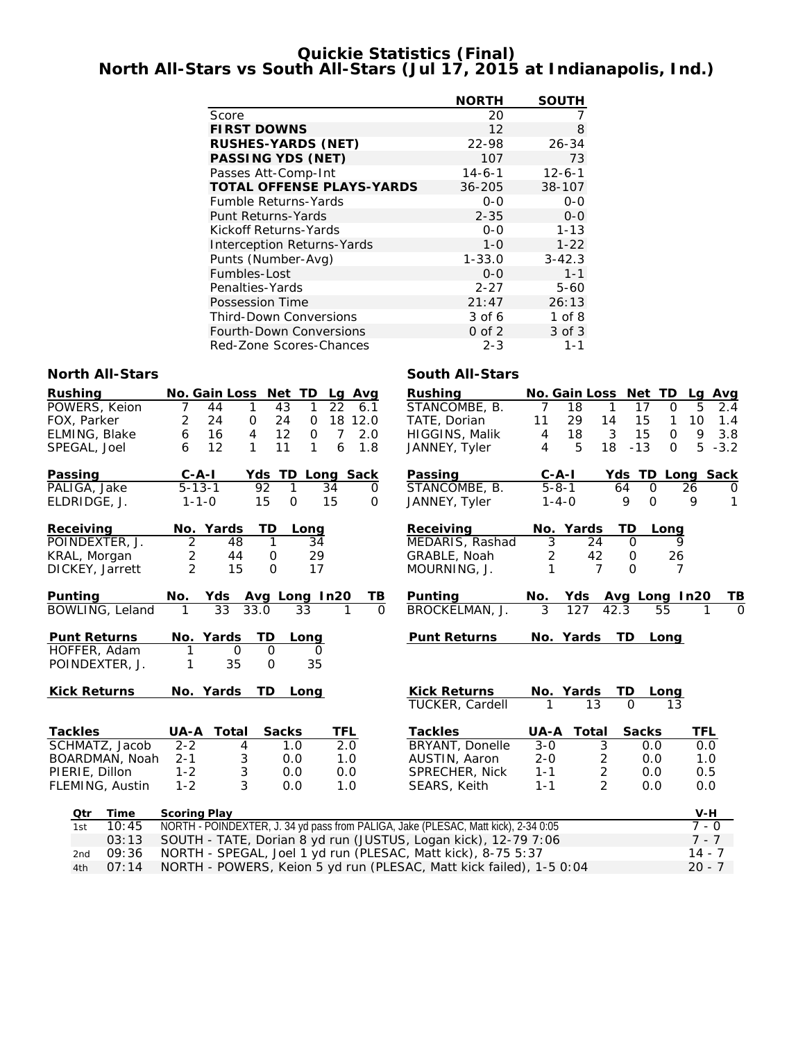# Quickie Statistics (Final)
## North All-Stars vs South All-Stars (Jul 17, 2015 at Indianapolis, Ind.)

| | NORTH | SOUTH |
|---|---|---|
| Score | 20 | 7 |
| **FIRST DOWNS** | 12 | 8 |
| **RUSHES-YARDS (NET)** | 22-98 | 26-34 |
| **PASSING YDS (NET)** | 107 | 73 |
| Passes Att-Comp-Int | 14-6-1 | 12-6-1 |
| **TOTAL OFFENSE PLAYS-YARDS** | 36-205 | 38-107 |
| Fumble Returns-Yards | 0-0 | 0-0 |
| Punt Returns-Yards | 2-35 | 0-0 |
| Kickoff Returns-Yards | 0-0 | 1-13 |
| Interception Returns-Yards | 1-0 | 1-22 |
| Punts (Number-Avg) | 1-33.0 | 3-42.3 |
| Fumbles-Lost | 0-0 | 1-1 |
| Penalties-Yards | 2-27 | 5-60 |
| Possession Time | 21:47 | 26:13 |
| Third-Down Conversions | 3 of 6 | 1 of 8 |
| Fourth-Down Conversions | 0 of 2 | 3 of 3 |
| Red-Zone Scores-Chances | 2-3 | 1-1 |

### North All-Stars

| Rushing | No. | Gain | Loss | Net | TD | Lg | Avg |
|---|---|---|---|---|---|---|---|
| POWERS, Keion | 7 | 44 | 1 | 43 | 1 | 22 | 6.1 |
| FOX, Parker | 2 | 24 | 0 | 24 | 0 | 18 | 12.0 |
| ELMING, Blake | 6 | 16 | 4 | 12 | 0 | 7 | 2.0 |
| SPEGAL, Joel | 6 | 12 | 1 | 11 | 1 | 6 | 1.8 |

| Passing | C-A-I | Yds | TD | Long | Sack |
|---|---|---|---|---|---|
| PALIGA, Jake | 5-13-1 | 92 | 1 | 34 | 0 |
| ELDRIDGE, J. | 1-1-0 | 15 | 0 | 15 | 0 |

| Receiving | No. | Yards | TD | Long |
|---|---|---|---|---|
| POINDEXTER, J. | 2 | 48 | 1 | 34 |
| KRAL, Morgan | 2 | 44 | 0 | 29 |
| DICKEY, Jarrett | 2 | 15 | 0 | 17 |

| Punting | No. | Yds | Avg | Long | In20 | TB |
|---|---|---|---|---|---|---|
| BOWLING, Leland | 1 | 33 | 33.0 | 33 | 1 | 0 |

| Punt Returns | No. | Yards | TD | Long |
|---|---|---|---|---|
| HOFFER, Adam | 1 | 0 | 0 | 0 |
| POINDEXTER, J. | 1 | 35 | 0 | 35 |

| Kick Returns | No. | Yards | TD | Long |
|---|---|---|---|---|

| Tackles | UA-A | Total | Sacks | TFL |
|---|---|---|---|---|
| SCHMATZ, Jacob | 2-2 | 4 | 1.0 | 2.0 |
| BOARDMAN, Noah | 2-1 | 3 | 0.0 | 1.0 |
| PIERIE, Dillon | 1-2 | 3 | 0.0 | 0.0 |
| FLEMING, Austin | 1-2 | 3 | 0.0 | 1.0 |

### South All-Stars

| Rushing | No. | Gain | Loss | Net | TD | Lg | Avg |
|---|---|---|---|---|---|---|---|
| STANCOMBE, B. | 7 | 18 | 1 | 17 | 0 | 5 | 2.4 |
| TATE, Dorian | 11 | 29 | 14 | 15 | 1 | 10 | 1.4 |
| HIGGINS, Malik | 4 | 18 | 3 | 15 | 0 | 9 | 3.8 |
| JANNEY, Tyler | 4 | 5 | 18 | -13 | 0 | 5 | -3.2 |

| Passing | C-A-I | Yds | TD | Long | Sack |
|---|---|---|---|---|---|
| STANCOMBE, B. | 5-8-1 | 64 | 0 | 26 | 0 |
| JANNEY, Tyler | 1-4-0 | 9 | 0 | 9 | 1 |

| Receiving | No. | Yards | TD | Long |
|---|---|---|---|---|
| MEDARIS, Rashad | 3 | 24 | 0 | 9 |
| GRABLE, Noah | 2 | 42 | 0 | 26 |
| MOURNING, J. | 1 | 7 | 0 | 7 |

| Punting | No. | Yds | Avg | Long | In20 | TB |
|---|---|---|---|---|---|---|
| BROCKELMAN, J. | 3 | 127 | 42.3 | 55 | 1 | 0 |

| Punt Returns | No. | Yards | TD | Long |
|---|---|---|---|---|

| Kick Returns | No. | Yards | TD | Long |
|---|---|---|---|---|
| TUCKER, Cardell | 1 | 13 | 0 | 13 |

| Tackles | UA-A | Total | Sacks | TFL |
|---|---|---|---|---|
| BRYANT, Donelle | 3-0 | 3 | 0.0 | 0.0 |
| AUSTIN, Aaron | 2-0 | 2 | 0.0 | 1.0 |
| SPRECHER, Nick | 1-1 | 2 | 0.0 | 0.5 |
| SEARS, Keith | 1-1 | 2 | 0.0 | 0.0 |

| Qtr | Time | Scoring Play | V-H |
|---|---|---|---|
| 1st | 10:45 | NORTH - POINDEXTER, J. 34 yd pass from PALIGA, Jake (PLESAC, Matt kick), 2-34 0:05 | 7 - 0 |
| | 03:13 | SOUTH - TATE, Dorian 8 yd run (JUSTUS, Logan kick), 12-79 7:06 | 7 - 7 |
| 2nd | 09:36 | NORTH - SPEGAL, Joel 1 yd run (PLESAC, Matt kick), 8-75 5:37 | 14 - 7 |
| 4th | 07:14 | NORTH - POWERS, Keion 5 yd run (PLESAC, Matt kick failed), 1-5 0:04 | 20 - 7 |